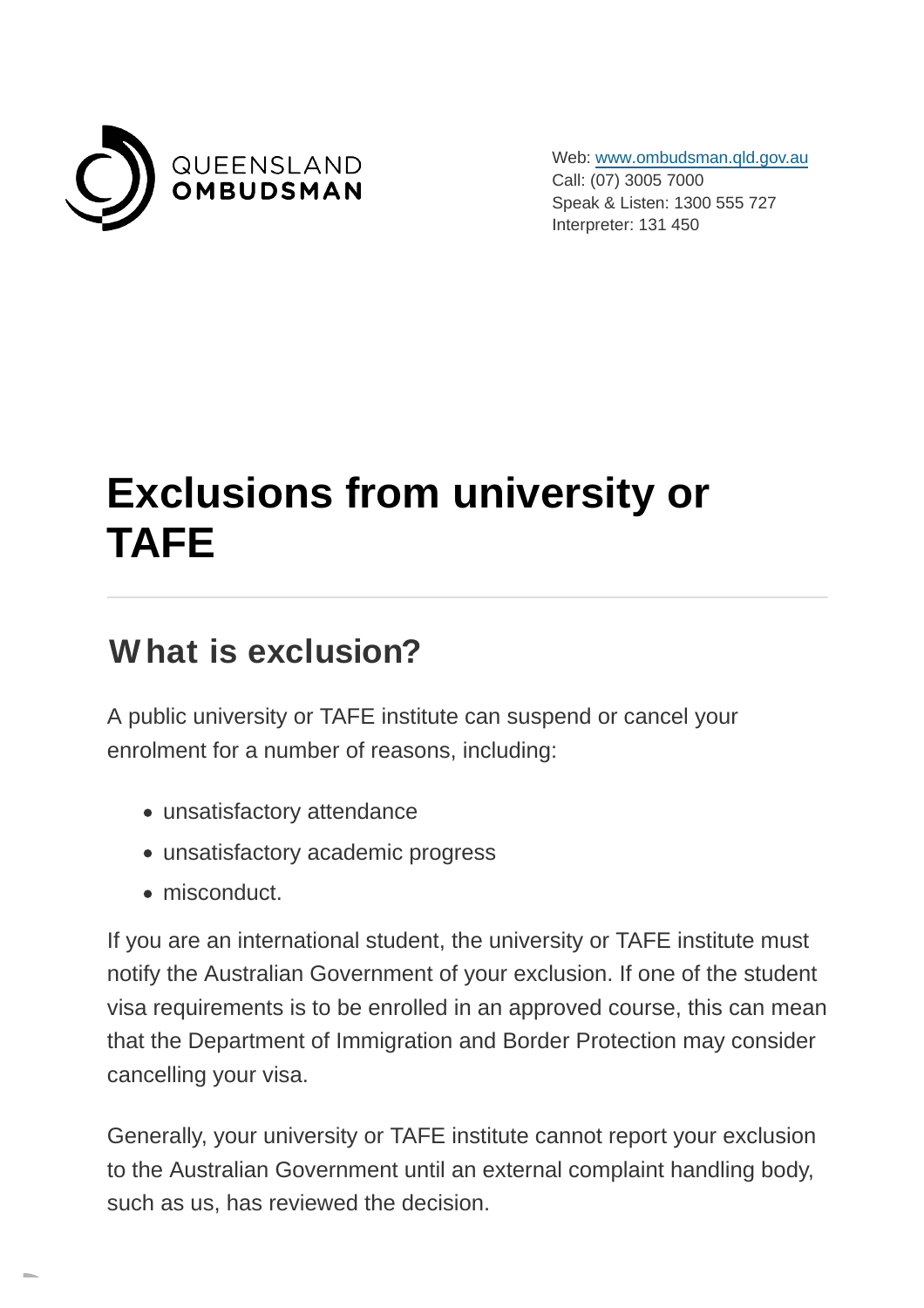QUEENSLAND OMBUDSMAN

Web: www.ombudsman.qld.gov.au
Call: (07) 3005 7000
Speak & Listen: 1300 555 727
Interpreter: 131 450

# Exclusions from university or TAFE

## What is exclusion?

A public university or TAFE institute can suspend or cancel your enrolment for a number of reasons, including:

- unsatisfactory attendance
- unsatisfactory academic progress
- misconduct.

If you are an international student, the university or TAFE institute must notify the Australian Government of your exclusion. If one of the student visa requirements is to be enrolled in an approved course, this can mean that the Department of Immigration and Border Protection may consider cancelling your visa.

Generally, your university or TAFE institute cannot report your exclusion to the Australian Government until an external complaint handling body, such as us, has reviewed the decision.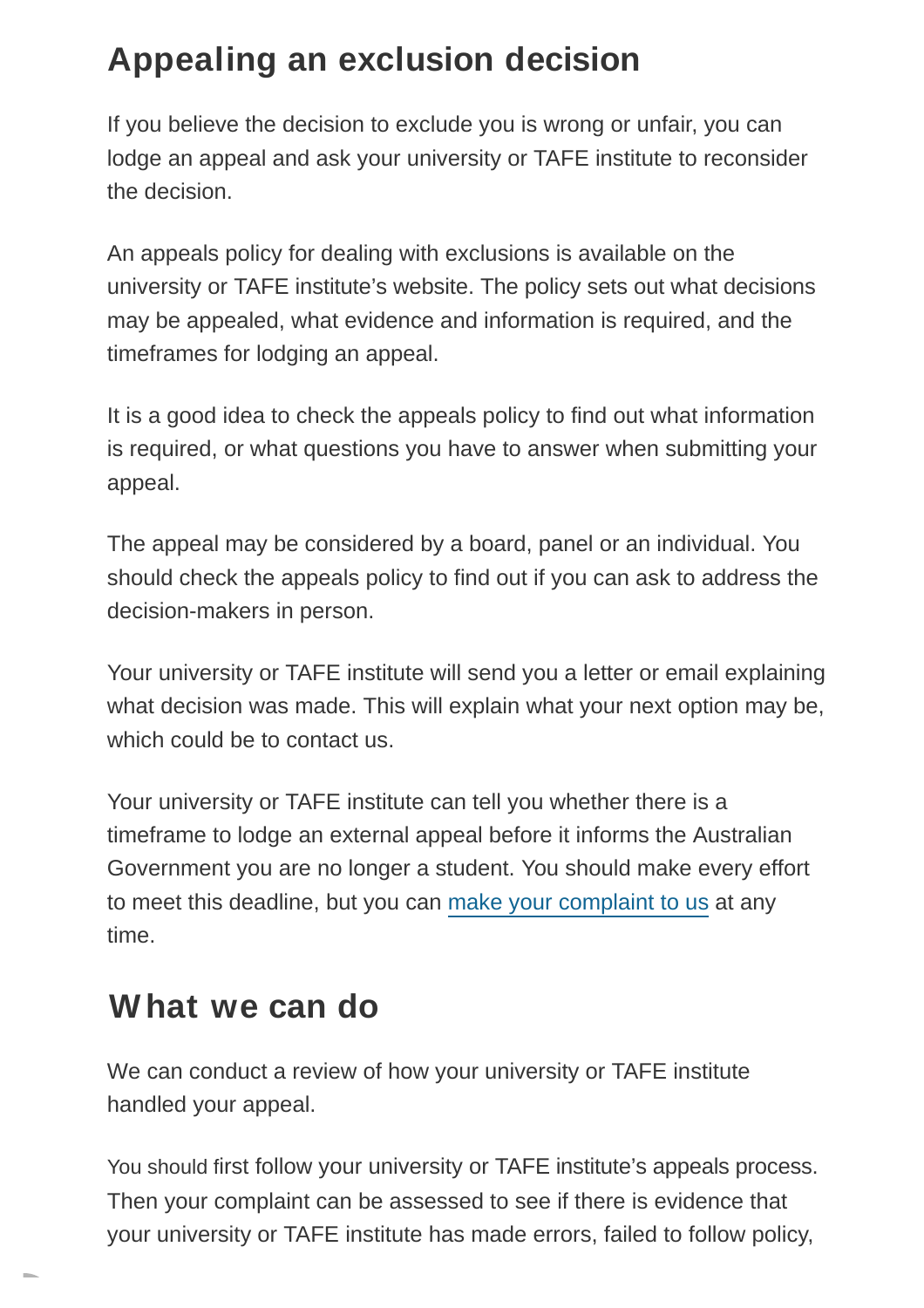## Appealing an exclusion decision

If you believe the decision to exclude you is wrong or unfair, you can lodge an appeal and ask your university or TAFE institute to reconsider the decision.

An appeals policy for dealing with exclusions is available on the university or TAFE institute's website. The policy sets out what decisions may be appealed, what evidence and information is required, and the timeframes for lodging an appeal.

It is a good idea to check the appeals policy to find out what information is required, or what questions you have to answer when submitting your appeal.

The appeal may be considered by a board, panel or an individual. You should check the appeals policy to find out if you can ask to address the decision-makers in person.

Your university or TAFE institute will send you a letter or email explaining what decision was made. This will explain what your next option may be, which could be to contact us.

Your university or TAFE institute can tell you whether there is a timeframe to lodge an external appeal before it informs the Australian Government you are no longer a student. You should make every effort to meet this deadline, but you can make your complaint to us at any time.

## What we can do

We can conduct a review of how your university or TAFE institute handled your appeal.

You should first follow your university or TAFE institute's appeals process. Then your complaint can be assessed to see if there is evidence that your university or TAFE institute has made errors, failed to follow policy,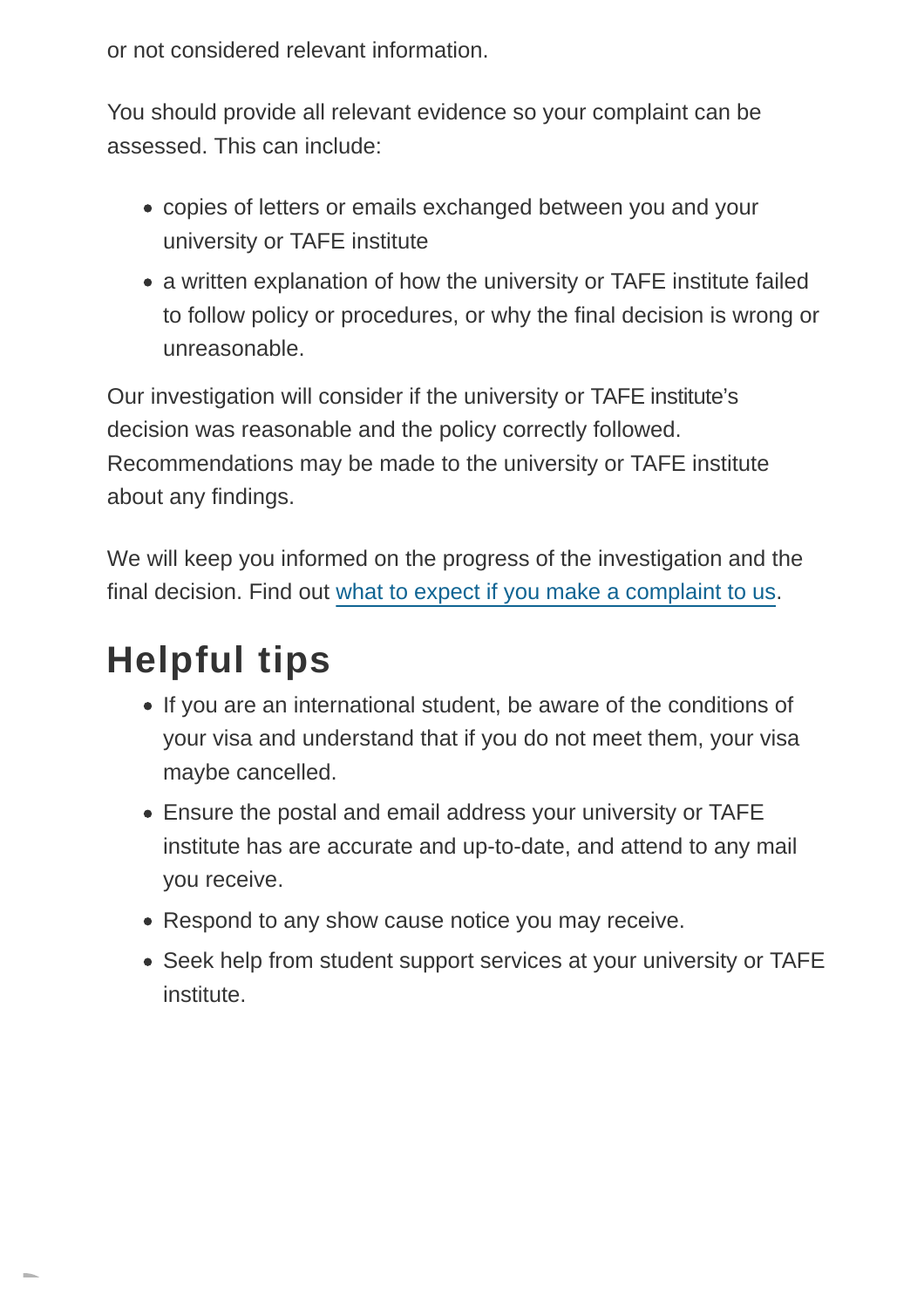or not considered relevant information.

You should provide all relevant evidence so your complaint can be assessed. This can include:

- copies of letters or emails exchanged between you and your university or TAFE institute
- a written explanation of how the university or TAFE institute failed to follow policy or procedures, or why the final decision is wrong or unreasonable.

Our investigation will consider if the university or TAFE institute's decision was reasonable and the policy correctly followed. Recommendations may be made to the university or TAFE institute about any findings.

We will keep you informed on the progress of the investigation and the final decision. Find out [what to expect if you make a complaint to us](#).

## Helpful tips

- If you are an international student, be aware of the conditions of your visa and understand that if you do not meet them, your visa maybe cancelled.
- Ensure the postal and email address your university or TAFE institute has are accurate and up-to-date, and attend to any mail you receive.
- Respond to any show cause notice you may receive.
- Seek help from student support services at your university or TAFE institute.